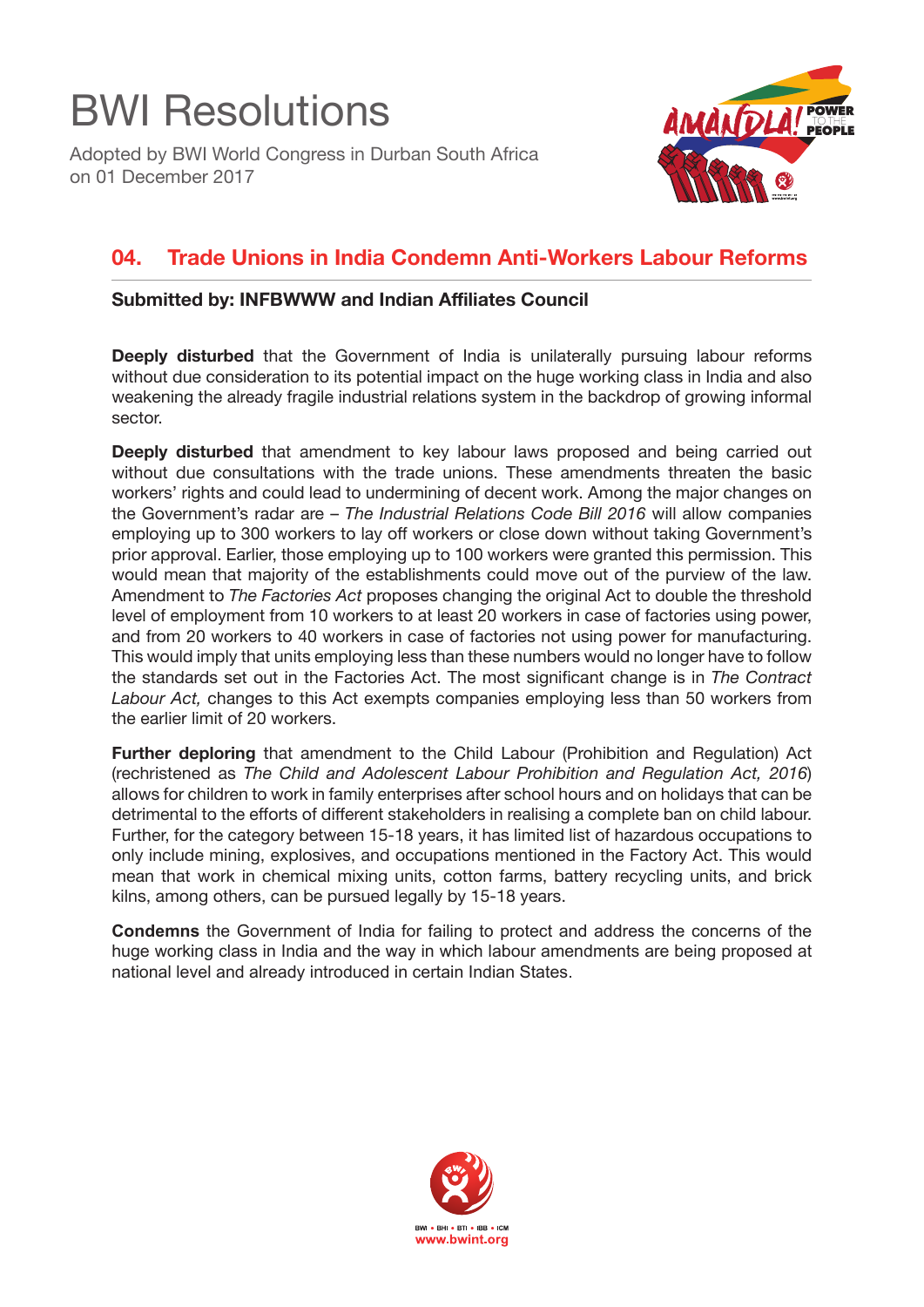# BWI Resolutions

Adopted by BWI World Congress in Durban South Africa on 01 December 2017

## 04. Trade Unions in India Condemn Anti-Workers Labour Reforms

**Submitted by: INFBWWW and Indian Affiliates Council**

**Deeply disturbed** that the Government of India is unilaterally pursuing labour reforms without due consideration to its potential impact on the huge working class in India and also weakening the already fragile industrial relations system in the backdrop of growing informal sector.

**Deeply disturbed** that amendment to key labour laws proposed and being carried out without due consultations with the trade unions. These amendments threaten the basic workers' rights and could lead to undermining of decent work. Among the major changes on the Government's radar are – *The Industrial Relations Code Bill 2016* will allow companies employing up to 300 workers to lay off workers or close down without taking Government's prior approval. Earlier, those employing up to 100 workers were granted this permission. This would mean that majority of the establishments could move out of the purview of the law. Amendment to *The Factories Act* proposes changing the original Act to double the threshold level of employment from 10 workers to at least 20 workers in case of factories using power, and from 20 workers to 40 workers in case of factories not using power for manufacturing. This would imply that units employing less than these numbers would no longer have to follow the standards set out in the Factories Act. The most significant change is in *The Contract Labour Act,* changes to this Act exempts companies employing less than 50 workers from the earlier limit of 20 workers.

**Further deploring** that amendment to the Child Labour (Prohibition and Regulation) Act (rechristened as *The Child and Adolescent Labour Prohibition and Regulation Act, 2016*) allows for children to work in family enterprises after school hours and on holidays that can be detrimental to the efforts of different stakeholders in realising a complete ban on child labour. Further, for the category between 15-18 years, it has limited list of hazardous occupations to only include mining, explosives, and occupations mentioned in the Factory Act. This would mean that work in chemical mixing units, cotton farms, battery recycling units, and brick kilns, among others, can be pursued legally by 15-18 years.

**Condemns** the Government of India for failing to protect and address the concerns of the huge working class in India and the way in which labour amendments are being proposed at national level and already introduced in certain Indian States.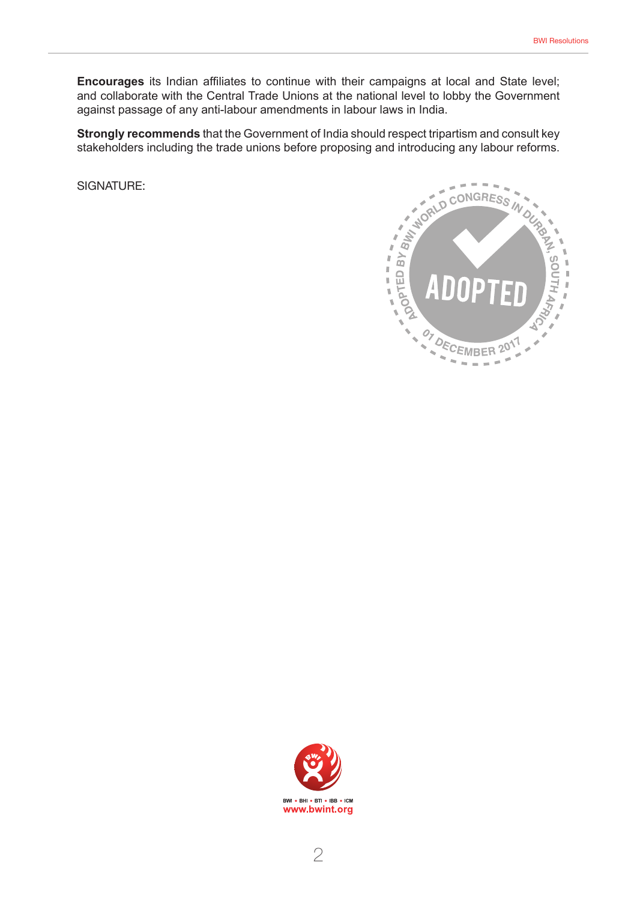**Encourages** its Indian affiliates to continue with their campaigns at local and State level; and collaborate with the Central Trade Unions at the national level to lobby the Government against passage of any anti-labour amendments in labour laws in India.

**Strongly recommends** that the Government of India should respect tripartism and consult key stakeholders including the trade unions before proposing and introducing any labour reforms.

SIGNATURE:

ADOPTED BY BWI WORLD CONGRESS IN DURBAN, SOUTH AFRICA

ADOPTED

01 DECEMBER 2017

BWI • BHI • BTI • IBB • ICM

www.bwint.org